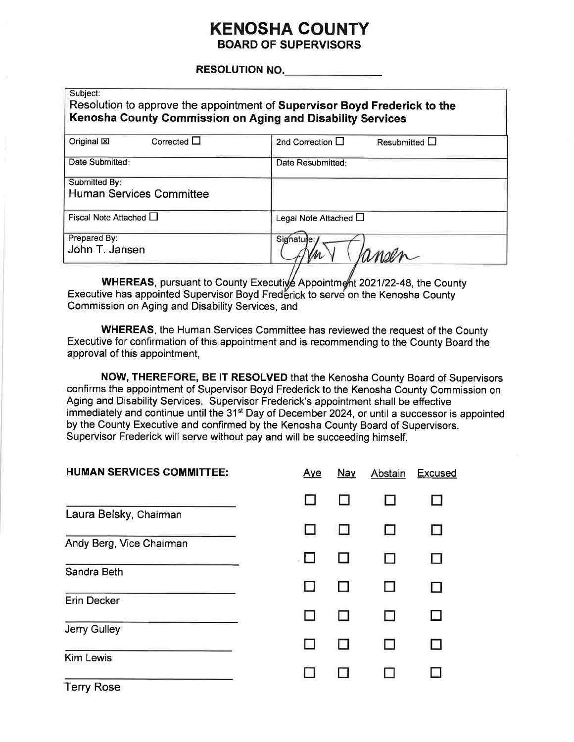# KENOSHA COUNTY
## BOARD OF SUPERVISORS

**RESOLUTION NO.** ________________

| Subject: Resolution to approve the appointment of **Supervisor Boyd Frederick to the Kenosha County Commission on Aging and Disability Services** | |
|---|---|
| Original ☒ Corrected ☐ | 2nd Correction ☐ Resubmitted ☐ |
| Date Submitted: | Date Resubmitted: |
| Submitted By: Human Services Committee | |
| Fiscal Note Attached ☐ | Legal Note Attached ☐ |
| Prepared By: John T. Jansen | Signature: John T. Jansen |

**WHEREAS**, pursuant to County Executive Appointment 2021/22-48, the County Executive has appointed Supervisor Boyd Frederick to serve on the Kenosha County Commission on Aging and Disability Services, and

**WHEREAS**, the Human Services Committee has reviewed the request of the County Executive for confirmation of this appointment and is recommending to the County Board the approval of this appointment,

**NOW, THEREFORE, BE IT RESOLVED** that the Kenosha County Board of Supervisors confirms the appointment of Supervisor Boyd Frederick to the Kenosha County Commission on Aging and Disability Services. Supervisor Frederick's appointment shall be effective immediately and continue until the 31st Day of December 2024, or until a successor is appointed by the County Executive and confirmed by the Kenosha County Board of Supervisors. Supervisor Frederick will serve without pay and will be succeeding himself.

| **HUMAN SERVICES COMMITTEE:** | Aye | Nay | Abstain | Excused |
|---|---|---|---|---|
| Laura Belsky, Chairman | ☐ | ☐ | ☐ | ☐ |
| Andy Berg, Vice Chairman | ☐ | ☐ | ☐ | ☐ |
| Sandra Beth | ☐ | ☐ | ☐ | ☐ |
| Erin Decker | ☐ | ☐ | ☐ | ☐ |
| Jerry Gulley | ☐ | ☐ | ☐ | ☐ |
| Kim Lewis | ☐ | ☐ | ☐ | ☐ |
| Terry Rose | ☐ | ☐ | ☐ | ☐ |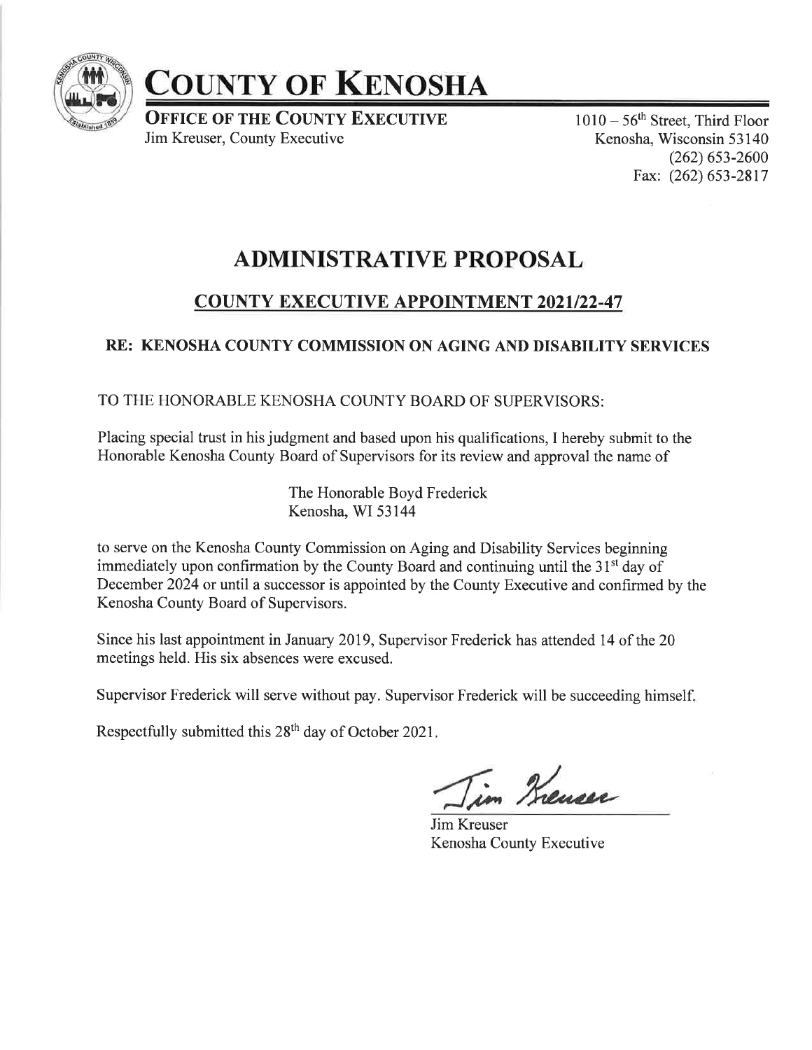# COUNTY OF KENOSHA

**OFFICE OF THE COUNTY EXECUTIVE**
Jim Kreuser, County Executive

1010 – 56th Street, Third Floor
Kenosha, Wisconsin 53140
(262) 653-2600
Fax: (262) 653-2817

## ADMINISTRATIVE PROPOSAL

### COUNTY EXECUTIVE APPOINTMENT 2021/22-47

**RE: KENOSHA COUNTY COMMISSION ON AGING AND DISABILITY SERVICES**

TO THE HONORABLE KENOSHA COUNTY BOARD OF SUPERVISORS:

Placing special trust in his judgment and based upon his qualifications, I hereby submit to the Honorable Kenosha County Board of Supervisors for its review and approval the name of

The Honorable Boyd Frederick
Kenosha, WI 53144

to serve on the Kenosha County Commission on Aging and Disability Services beginning immediately upon confirmation by the County Board and continuing until the 31st day of December 2024 or until a successor is appointed by the County Executive and confirmed by the Kenosha County Board of Supervisors.

Since his last appointment in January 2019, Supervisor Frederick has attended 14 of the 20 meetings held. His six absences were excused.

Supervisor Frederick will serve without pay. Supervisor Frederick will be succeeding himself.

Respectfully submitted this 28th day of October 2021.

Jim Kreuser
Kenosha County Executive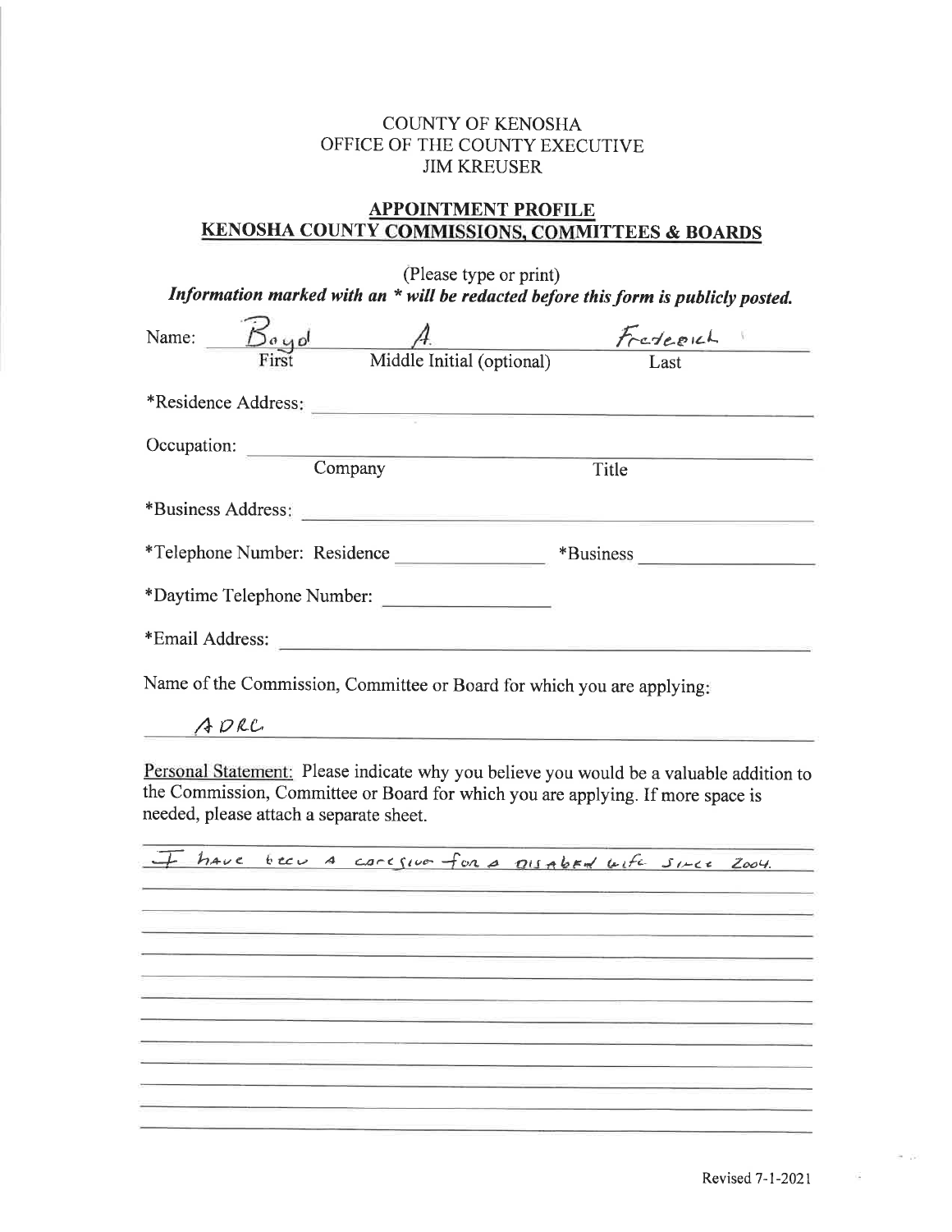COUNTY OF KENOSHA
OFFICE OF THE COUNTY EXECUTIVE
JIM KREUSER

## APPOINTMENT PROFILE
## KENOSHA COUNTY COMMISSIONS, COMMITTEES & BOARDS

(Please type or print)

***Information marked with an * will be redacted before this form is publicly posted.***

Name: Boyd A. Fredrick
First — Middle Initial (optional) — Last

*Residence Address: 

Occupation: 
Company — Title

*Business Address: 

*Telephone Number: Residence ______ *Business ______

*Daytime Telephone Number: 

*Email Address: 

Name of the Commission, Committee or Board for which you are applying:

ADRC

Personal Statement: Please indicate why you believe you would be a valuable addition to the Commission, Committee or Board for which you are applying. If more space is needed, please attach a separate sheet.

I have been a caregiver for a disabled wife since 2004.

Revised 7-1-2021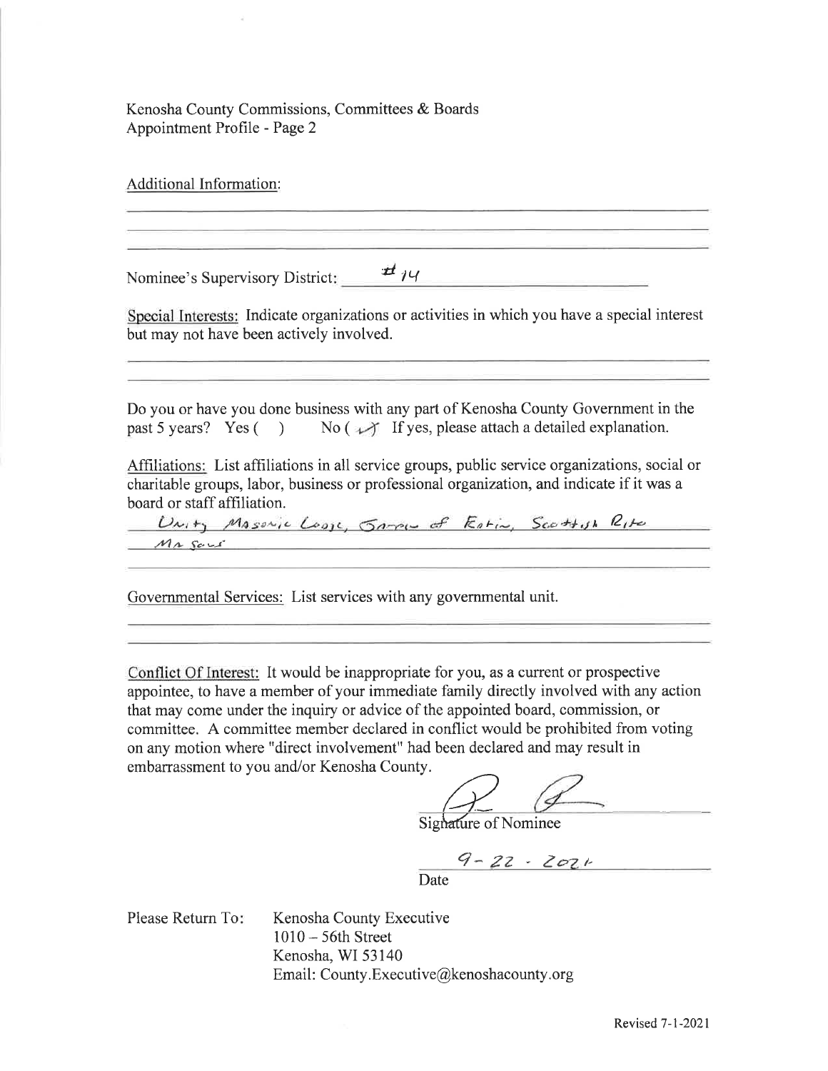Kenosha County Commissions, Committees & Boards
Appointment Profile - Page 2

Additional Information:

Nominee's Supervisory District: #14

Special Interests: Indicate organizations or activities in which you have a special interest but may not have been actively involved.

Do you or have you done business with any part of Kenosha County Government in the past 5 years? Yes ( ) No (✓) If yes, please attach a detailed explanation.

Affiliations: List affiliations in all service groups, public service organizations, social or charitable groups, labor, business or professional organization, and indicate if it was a board or staff affiliation.

Unity Masonic Lodge, Order of Eastern, Scottish Rite Masons

Governmental Services: List services with any governmental unit.

Conflict Of Interest: It would be inappropriate for you, as a current or prospective appointee, to have a member of your immediate family directly involved with any action that may come under the inquiry or advice of the appointed board, commission, or committee. A committee member declared in conflict would be prohibited from voting on any motion where "direct involvement" had been declared and may result in embarrassment to you and/or Kenosha County.

Signature of Nominee

9-22-2021
Date

Please Return To: Kenosha County Executive
1010 – 56th Street
Kenosha, WI 53140
Email: County.Executive@kenoshacounty.org

Revised 7-1-2021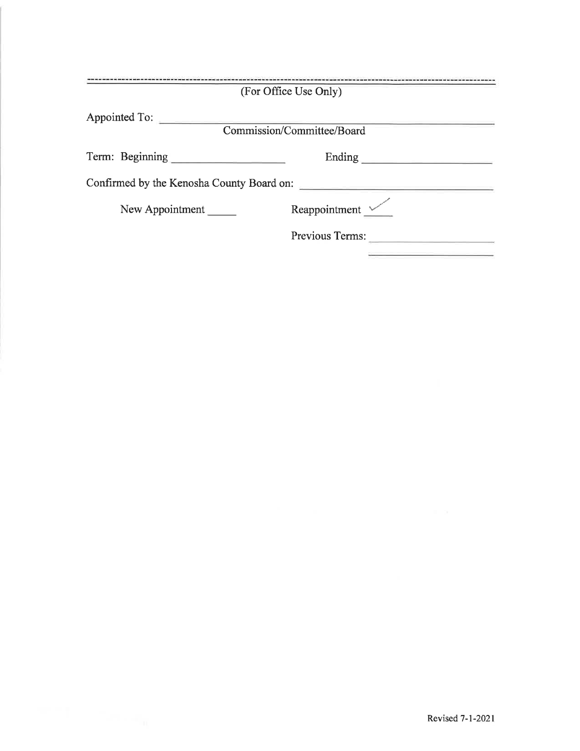---

(For Office Use Only)

Appointed To: ______________________________
Commission/Committee/Board

Term: Beginning ____________________ Ending ____________________

Confirmed by the Kenosha County Board on: ______________________________

New Appointment _____ Reappointment ✓

Previous Terms: ____________________
____________________

Revised 7-1-2021